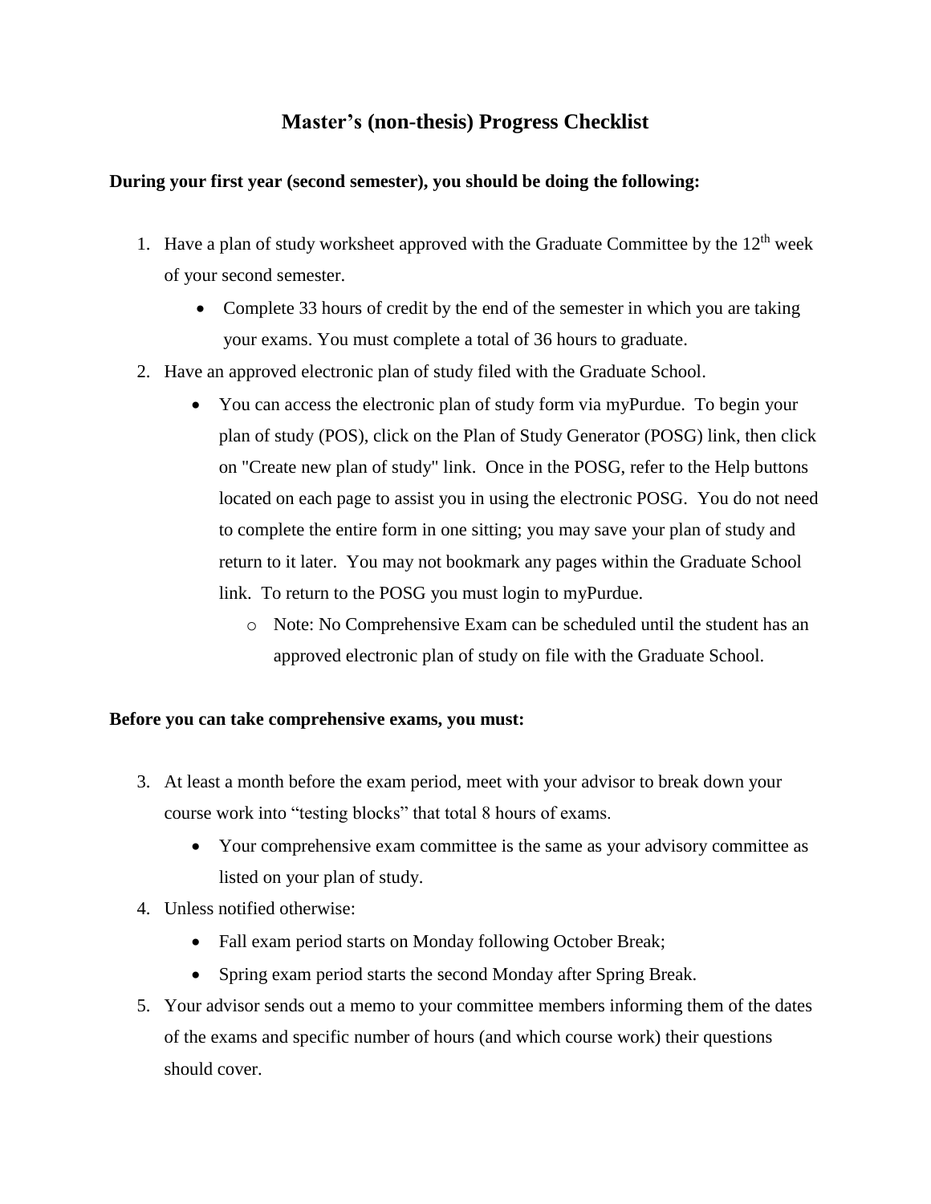# Master's (non-thesis) Progress Checklist

**During your first year (second semester), you should be doing the following:**

1. Have a plan of study worksheet approved with the Graduate Committee by the 12th week of your second semester.
   - Complete 33 hours of credit by the end of the semester in which you are taking your exams. You must complete a total of 36 hours to graduate.
2. Have an approved electronic plan of study filed with the Graduate School.
   - You can access the electronic plan of study form via myPurdue. To begin your plan of study (POS), click on the Plan of Study Generator (POSG) link, then click on "Create new plan of study" link. Once in the POSG, refer to the Help buttons located on each page to assist you in using the electronic POSG. You do not need to complete the entire form in one sitting; you may save your plan of study and return to it later. You may not bookmark any pages within the Graduate School link. To return to the POSG you must login to myPurdue.
     - Note: No Comprehensive Exam can be scheduled until the student has an approved electronic plan of study on file with the Graduate School.

**Before you can take comprehensive exams, you must:**

3. At least a month before the exam period, meet with your advisor to break down your course work into "testing blocks" that total 8 hours of exams.
   - Your comprehensive exam committee is the same as your advisory committee as listed on your plan of study.
4. Unless notified otherwise:
   - Fall exam period starts on Monday following October Break;
   - Spring exam period starts the second Monday after Spring Break.
5. Your advisor sends out a memo to your committee members informing them of the dates of the exams and specific number of hours (and which course work) their questions should cover.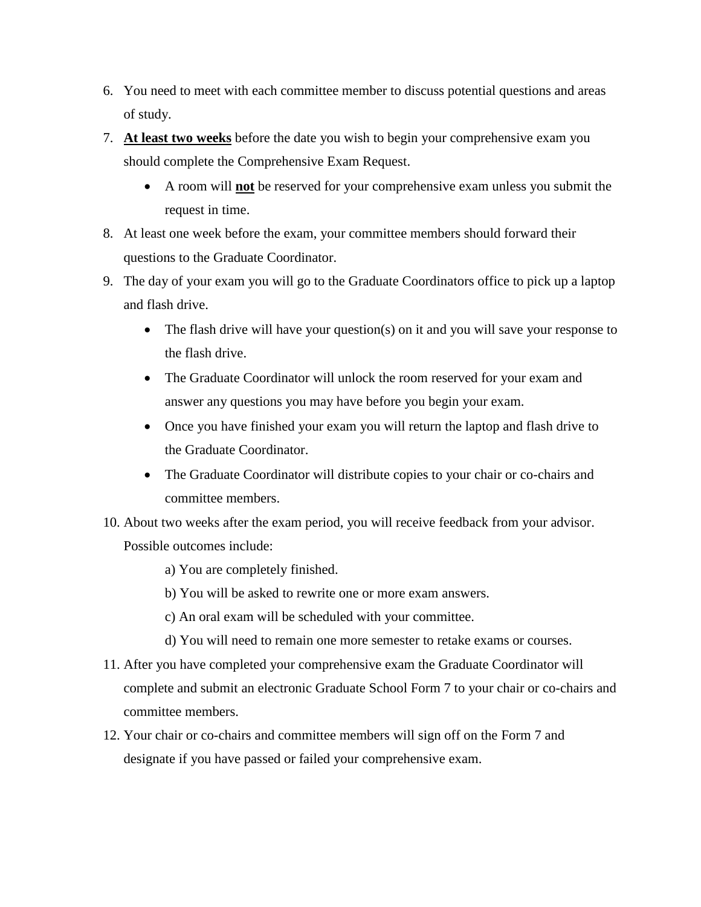6. You need to meet with each committee member to discuss potential questions and areas of study.
7. **<u>At least two weeks</u>** before the date you wish to begin your comprehensive exam you should complete the Comprehensive Exam Request.
   - A room will **<u>not</u>** be reserved for your comprehensive exam unless you submit the request in time.
8. At least one week before the exam, your committee members should forward their questions to the Graduate Coordinator.
9. The day of your exam you will go to the Graduate Coordinators office to pick up a laptop and flash drive.
   - The flash drive will have your question(s) on it and you will save your response to the flash drive.
   - The Graduate Coordinator will unlock the room reserved for your exam and answer any questions you may have before you begin your exam.
   - Once you have finished your exam you will return the laptop and flash drive to the Graduate Coordinator.
   - The Graduate Coordinator will distribute copies to your chair or co-chairs and committee members.
10. About two weeks after the exam period, you will receive feedback from your advisor. Possible outcomes include:

    a) You are completely finished.

    b) You will be asked to rewrite one or more exam answers.

    c) An oral exam will be scheduled with your committee.

    d) You will need to remain one more semester to retake exams or courses.
11. After you have completed your comprehensive exam the Graduate Coordinator will complete and submit an electronic Graduate School Form 7 to your chair or co-chairs and committee members.
12. Your chair or co-chairs and committee members will sign off on the Form 7 and designate if you have passed or failed your comprehensive exam.